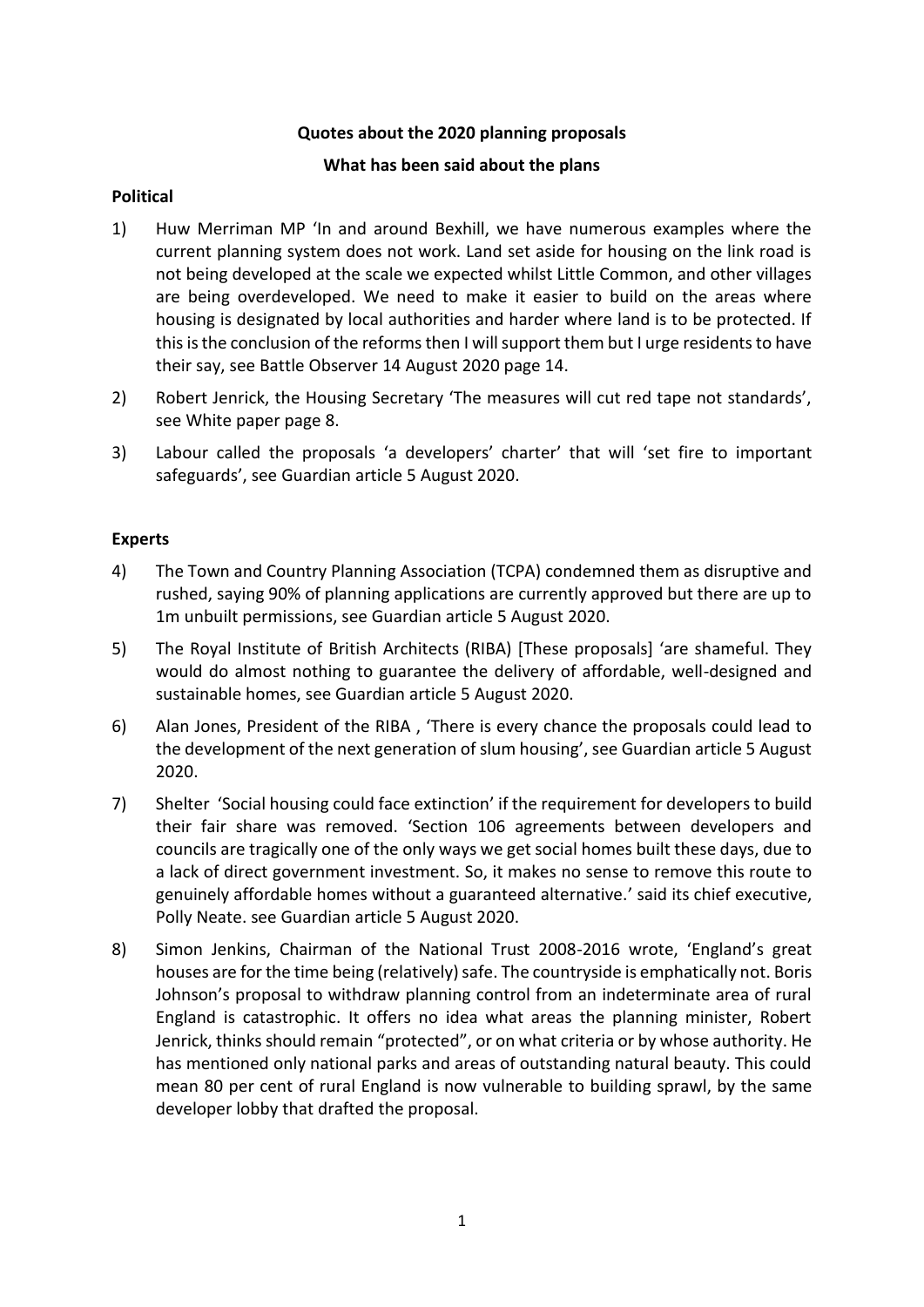**Quotes about the 2020 planning proposals**

**What has been said about the plans**

**Political**

1) Huw Merriman MP 'In and around Bexhill, we have numerous examples where the current planning system does not work. Land set aside for housing on the link road is not being developed at the scale we expected whilst Little Common, and other villages are being overdeveloped. We need to make it easier to build on the areas where housing is designated by local authorities and harder where land is to be protected. If this is the conclusion of the reforms then I will support them but I urge residents to have their say, see Battle Observer 14 August 2020 page 14.

2) Robert Jenrick, the Housing Secretary 'The measures will cut red tape not standards', see White paper page 8.

3) Labour called the proposals 'a developers' charter' that will 'set fire to important safeguards', see Guardian article 5 August 2020.

**Experts**

4) The Town and Country Planning Association (TCPA) condemned them as disruptive and rushed, saying 90% of planning applications are currently approved but there are up to 1m unbuilt permissions, see Guardian article 5 August 2020.

5) The Royal Institute of British Architects (RIBA) [These proposals] 'are shameful. They would do almost nothing to guarantee the delivery of affordable, well-designed and sustainable homes, see Guardian article 5 August 2020.

6) Alan Jones, President of the RIBA , 'There is every chance the proposals could lead to the development of the next generation of slum housing', see Guardian article 5 August 2020.

7) Shelter 'Social housing could face extinction' if the requirement for developers to build their fair share was removed. 'Section 106 agreements between developers and councils are tragically one of the only ways we get social homes built these days, due to a lack of direct government investment. So, it makes no sense to remove this route to genuinely affordable homes without a guaranteed alternative.' said its chief executive, Polly Neate. see Guardian article 5 August 2020.

8) Simon Jenkins, Chairman of the National Trust 2008-2016 wrote, 'England's great houses are for the time being (relatively) safe. The countryside is emphatically not. Boris Johnson's proposal to withdraw planning control from an indeterminate area of rural England is catastrophic. It offers no idea what areas the planning minister, Robert Jenrick, thinks should remain "protected", or on what criteria or by whose authority. He has mentioned only national parks and areas of outstanding natural beauty. This could mean 80 per cent of rural England is now vulnerable to building sprawl, by the same developer lobby that drafted the proposal.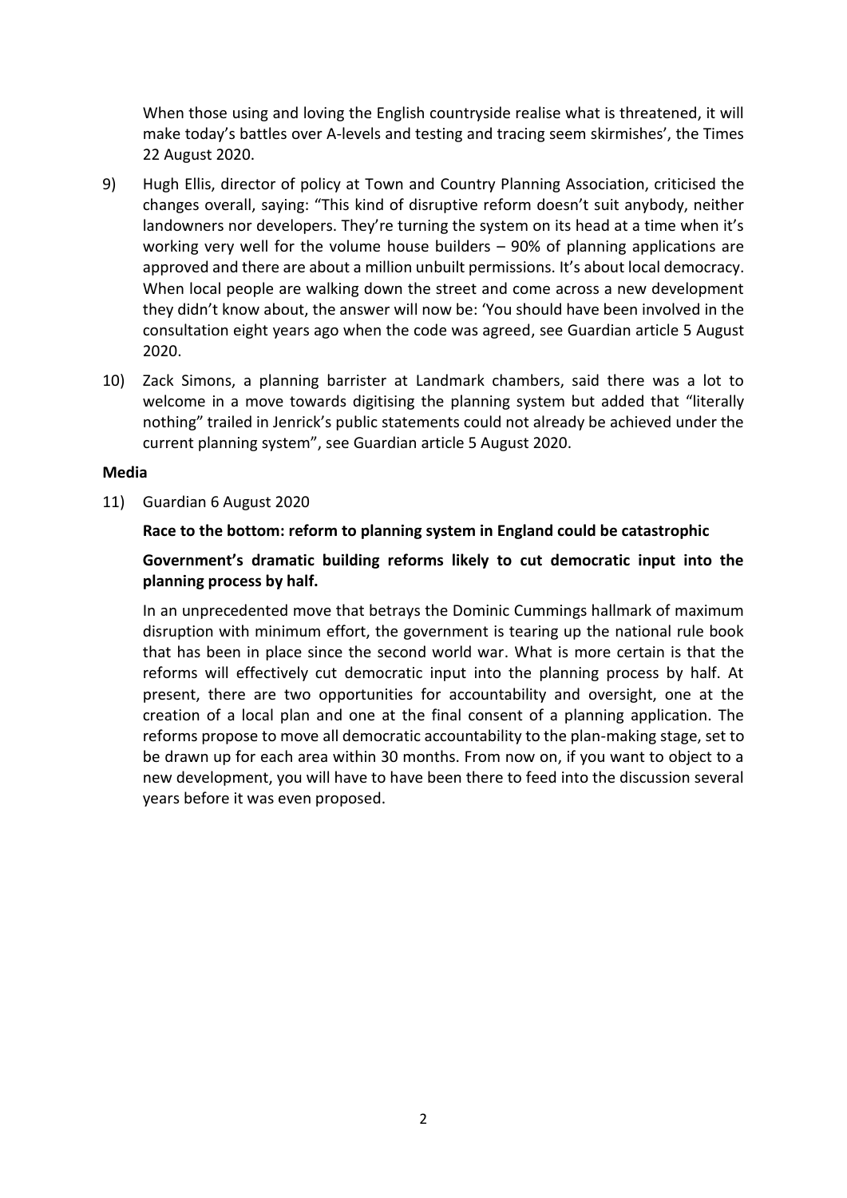When those using and loving the English countryside realise what is threatened, it will make today's battles over A-levels and testing and tracing seem skirmishes', the Times 22 August 2020.

9) Hugh Ellis, director of policy at Town and Country Planning Association, criticised the changes overall, saying: "This kind of disruptive reform doesn't suit anybody, neither landowners nor developers. They're turning the system on its head at a time when it's working very well for the volume house builders – 90% of planning applications are approved and there are about a million unbuilt permissions. It's about local democracy. When local people are walking down the street and come across a new development they didn't know about, the answer will now be: 'You should have been involved in the consultation eight years ago when the code was agreed, see Guardian article 5 August 2020.

10) Zack Simons, a planning barrister at Landmark chambers, said there was a lot to welcome in a move towards digitising the planning system but added that "literally nothing" trailed in Jenrick's public statements could not already be achieved under the current planning system", see Guardian article 5 August 2020.

**Media**

11) Guardian 6 August 2020

**Race to the bottom: reform to planning system in England could be catastrophic**

**Government's dramatic building reforms likely to cut democratic input into the planning process by half.**

In an unprecedented move that betrays the Dominic Cummings hallmark of maximum disruption with minimum effort, the government is tearing up the national rule book that has been in place since the second world war. What is more certain is that the reforms will effectively cut democratic input into the planning process by half. At present, there are two opportunities for accountability and oversight, one at the creation of a local plan and one at the final consent of a planning application. The reforms propose to move all democratic accountability to the plan-making stage, set to be drawn up for each area within 30 months. From now on, if you want to object to a new development, you will have to have been there to feed into the discussion several years before it was even proposed.